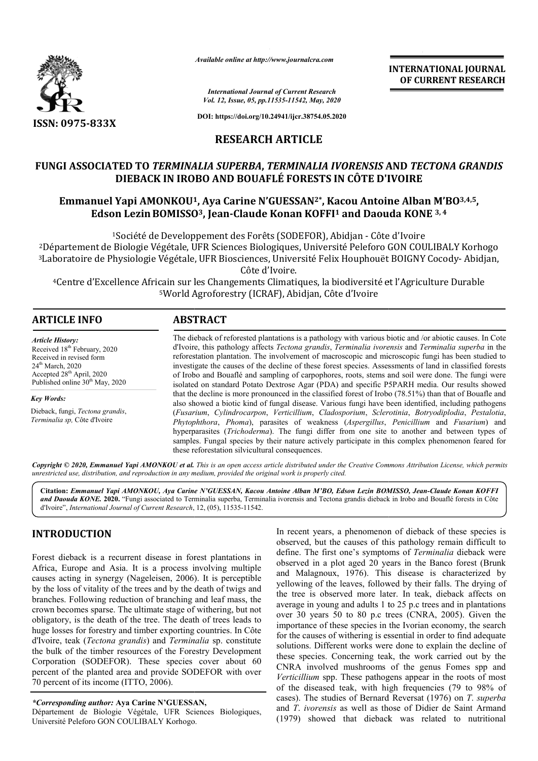# RESEARCH ARTICLE

# FUNGI ASSOCIATED TO *TERMINALIA SUPERBA*, *TERMINALIA IVORENSIS* AND *TECTONA GRANDIS* DIEBACK IN IROBO AND BOUAFLÉ FORESTS IN CÔTE D'IVOIRE

**Emmanuel Yapi AMONKOU[1], Aya Carine N'GUESSAN[2*], Kacou Antoine Alban M'BO[3,4,5], Edson Lezin BOMISSO[3], Jean-Claude Konan KOFFI[1] and Daouda KONE[3,4]**

[1]Société de Developpement des Forêts (SODEFOR), Abidjan - Côte d'Ivoire
[2]Département de Biologie Végétale, UFR Sciences Biologiques, Université Peleforo GON COULIBALY Korhogo
[3]Laboratoire de Physiologie Végétale, UFR Biosciences, Université Felix Houphouët BOIGNY Cocody- Abidjan, Côte d'Ivoire.
[4]Centre d'Excellence Africain sur les Changements Climatiques, la biodiversité et l'Agriculture Durable
[5]World Agroforestry (ICRAF), Abidjan, Côte d'Ivoire

## ARTICLE INFO

*Article History:*
Received 18th February, 2020
Received in revised form 24th March, 2020
Accepted 28th April, 2020
Published online 30th May, 2020

*Key Words:*
Dieback, fungi, *Tectona grandis*, *Terminalia sp,* Côte d'Ivoire

## ABSTRACT

The dieback of reforested plantations is a pathology with various biotic and /or abiotic causes. In Cote d'Ivoire, this pathology affects *Tectona grandis*, *Terminalia ivorensis* and *Terminalia superba* in the reforestation plantation. The involvement of macroscopic and microscopic fungi has been studied to investigate the causes of the decline of these forest species. Assessments of land in classified forests of Irobo and Bouaflé and sampling of carpophores, roots, stems and soil were done. The fungi were isolated on standard Potato Dextrose Agar (PDA) and specific P5PARH media. Our results showed that the decline is more pronounced in the classified forest of Irobo (78.51%) than that of Bouafle and also showed a biotic kind of fungal disease. Various fungi have been identified, including pathogens (*Fusarium*, *Cylindrocarpon*, *Verticillium*, *Cladosporium*, *Sclerotinia*, *Botryodiplodia*, *Pestalotia*, *Phytophthora*, *Phoma*), parasites of weakness (*Aspergillus*, *Penicillium* and *Fusarium*) and hyperparasites (*Trichoderma*). The fungi differ from one site to another and between types of samples. Fungal species by their nature actively participate in this complex phenomenon feared for these reforestation silvicultural consequences.

*Copyright © 2020, Emmanuel Yapi AMONKOU et al. This is an open access article distributed under the Creative Commons Attribution License, which permits unrestricted use, distribution, and reproduction in any medium, provided the original work is properly cited.*

**Citation:** ***Emmanuel Yapi AMONKOU, Aya Carine N'GUESSAN, Kacou Antoine Alban M'BO, Edson Lezin BOMISSO, Jean-Claude Konan KOFFI and Daouda KONE.* 2020.** "Fungi associated to Terminalia superba, Terminalia ivorensis and Tectona grandis dieback in Irobo and Bouaflé forests in Côte d'Ivoire", *International Journal of Current Research*, 12, (05), 11535-11542.

## INTRODUCTION

Forest dieback is a recurrent disease in forest plantations in Africa, Europe and Asia. It is a process involving multiple causes acting in synergy (Nageleisen, 2006). It is perceptible by the loss of vitality of the trees and by the death of twigs and branches. Following reduction of branching and leaf mass, the crown becomes sparse. The ultimate stage of withering, but not obligatory, is the death of the tree. The death of trees leads to huge losses for forestry and timber exporting countries. In Côte d'Ivoire, teak (*Tectona grandis*) and *Terminalia* sp. constitute the bulk of the timber resources of the Forestry Development Corporation (SODEFOR). These species cover about 60 percent of the planted area and provide SODEFOR with over 70 percent of its income (ITTO, 2006).

In recent years, a phenomenon of dieback of these species is observed, but the causes of this pathology remain difficult to define. The first one's symptoms of *Terminalia* dieback were observed in a plot aged 20 years in the Banco forest (Brunk and Malagnoux, 1976). This disease is characterized by yellowing of the leaves, followed by their falls. The drying of the tree is observed more later. In teak, dieback affects on average in young and adults 1 to 25 p.c trees and in plantations over 30 years 50 to 80 p.c trees (CNRA, 2005). Given the importance of these species in the Ivorian economy, the search for the causes of withering is essential in order to find adequate solutions. Different works were done to explain the decline of these species. Concerning teak, the work carried out by the CNRA involved mushrooms of the genus Fomes spp and *Verticillium* spp. These pathogens appear in the roots of most of the diseased teak, with high frequencies (79 to 98% of cases). The studies of Bernard Reversat (1976) on *T. superba* and *T. ivorensis* as well as those of Didier de Saint Armand (1979) showed that dieback was related to nutritional

**\*Corresponding author:** **Aya Carine N'GUESSAN,**
Département de Biologie Végétale, UFR Sciences Biologiques, Université Peleforo GON COULIBALY Korhogo.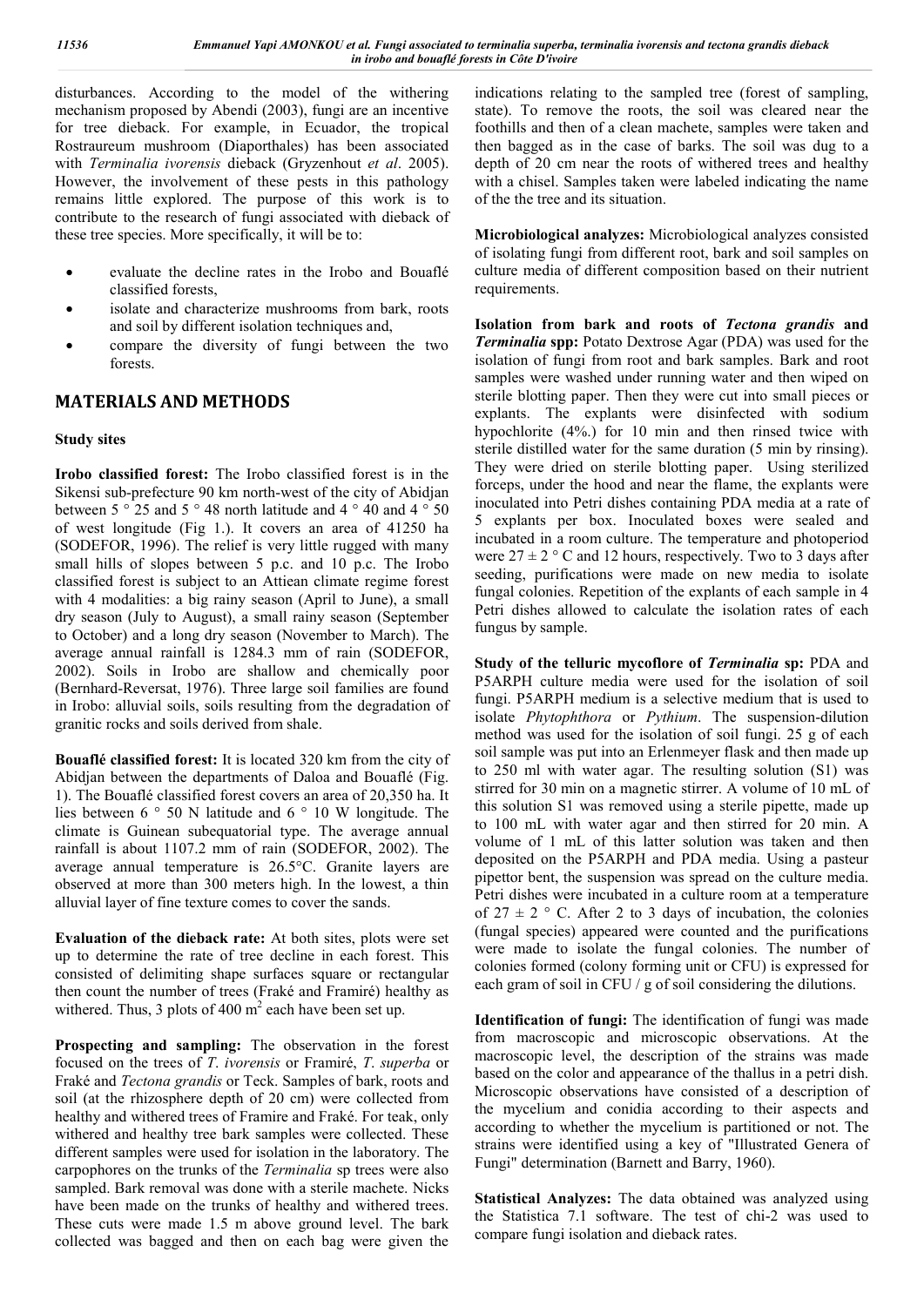disturbances. According to the model of the withering mechanism proposed by Abendi (2003), fungi are an incentive for tree dieback. For example, in Ecuador, the tropical Rostraureum mushroom (Diaporthales) has been associated with *Terminalia ivorensis* dieback (Gryzenhout *et al*. 2005). However, the involvement of these pests in this pathology remains little explored. The purpose of this work is to contribute to the research of fungi associated with dieback of these tree species. More specifically, it will be to:

- evaluate the decline rates in the Irobo and Bouaflé classified forests,
- isolate and characterize mushrooms from bark, roots and soil by different isolation techniques and,
- compare the diversity of fungi between the two forests.

## MATERIALS AND METHODS

### Study sites

**Irobo classified forest:** The Irobo classified forest is in the Sikensi sub-prefecture 90 km north-west of the city of Abidjan between 5 ° 25 and 5 ° 48 north latitude and 4 ° 40 and 4 ° 50 of west longitude (Fig 1.). It covers an area of 41250 ha (SODEFOR, 1996). The relief is very little rugged with many small hills of slopes between 5 p.c. and 10 p.c. The Irobo classified forest is subject to an Attiean climate regime forest with 4 modalities: a big rainy season (April to June), a small dry season (July to August), a small rainy season (September to October) and a long dry season (November to March). The average annual rainfall is 1284.3 mm of rain (SODEFOR, 2002). Soils in Irobo are shallow and chemically poor (Bernhard-Reversat, 1976). Three large soil families are found in Irobo: alluvial soils, soils resulting from the degradation of granitic rocks and soils derived from shale.

**Bouaflé classified forest:** It is located 320 km from the city of Abidjan between the departments of Daloa and Bouaflé (Fig. 1). The Bouaflé classified forest covers an area of 20,350 ha. It lies between 6 ° 50 N latitude and 6 ° 10 W longitude. The climate is Guinean subequatorial type. The average annual rainfall is about 1107.2 mm of rain (SODEFOR, 2002). The average annual temperature is 26.5°C. Granite layers are observed at more than 300 meters high. In the lowest, a thin alluvial layer of fine texture comes to cover the sands.

**Evaluation of the dieback rate:** At both sites, plots were set up to determine the rate of tree decline in each forest. This consisted of delimiting shape surfaces square or rectangular then count the number of trees (Fraké and Framiré) healthy as withered. Thus, 3 plots of 400 $m^2$ each have been set up.

**Prospecting and sampling:** The observation in the forest focused on the trees of *T. ivorensis* or Framiré, *T. superba* or Fraké and *Tectona grandis* or Teck. Samples of bark, roots and soil (at the rhizosphere depth of 20 cm) were collected from healthy and withered trees of Framire and Fraké. For teak, only withered and healthy tree bark samples were collected. These different samples were used for isolation in the laboratory. The carpophores on the trunks of the *Terminalia* sp trees were also sampled. Bark removal was done with a sterile machete. Nicks have been made on the trunks of healthy and withered trees. These cuts were made 1.5 m above ground level. The bark collected was bagged and then on each bag were given the indications relating to the sampled tree (forest of sampling, state). To remove the roots, the soil was cleared near the foothills and then of a clean machete, samples were taken and then bagged as in the case of barks. The soil was dug to a depth of 20 cm near the roots of withered trees and healthy with a chisel. Samples taken were labeled indicating the name of the the tree and its situation.

**Microbiological analyzes:** Microbiological analyzes consisted of isolating fungi from different root, bark and soil samples on culture media of different composition based on their nutrient requirements.

**Isolation from bark and roots of *Tectona grandis* and *Terminalia* spp:** Potato Dextrose Agar (PDA) was used for the isolation of fungi from root and bark samples. Bark and root samples were washed under running water and then wiped on sterile blotting paper. Then they were cut into small pieces or explants. The explants were disinfected with sodium hypochlorite (4%.) for 10 min and then rinsed twice with sterile distilled water for the same duration (5 min by rinsing). They were dried on sterile blotting paper. Using sterilized forceps, under the hood and near the flame, the explants were inoculated into Petri dishes containing PDA media at a rate of 5 explants per box. Inoculated boxes were sealed and incubated in a room culture. The temperature and photoperiod were 27 ± 2 ° C and 12 hours, respectively. Two to 3 days after seeding, purifications were made on new media to isolate fungal colonies. Repetition of the explants of each sample in 4 Petri dishes allowed to calculate the isolation rates of each fungus by sample.

**Study of the telluric mycoflore of *Terminalia* sp:** PDA and P5ARPH culture media were used for the isolation of soil fungi. P5ARPH medium is a selective medium that is used to isolate *Phytophthora* or *Pythium*. The suspension-dilution method was used for the isolation of soil fungi. 25 g of each soil sample was put into an Erlenmeyer flask and then made up to 250 ml with water agar. The resulting solution (S1) was stirred for 30 min on a magnetic stirrer. A volume of 10 mL of this solution S1 was removed using a sterile pipette, made up to 100 mL with water agar and then stirred for 20 min. A volume of 1 mL of this latter solution was taken and then deposited on the P5ARPH and PDA media. Using a pasteur pipettor bent, the suspension was spread on the culture media. Petri dishes were incubated in a culture room at a temperature of 27 ± 2 ° C. After 2 to 3 days of incubation, the colonies (fungal species) appeared were counted and the purifications were made to isolate the fungal colonies. The number of colonies formed (colony forming unit or CFU) is expressed for each gram of soil in CFU / g of soil considering the dilutions.

**Identification of fungi:** The identification of fungi was made from macroscopic and microscopic observations. At the macroscopic level, the description of the strains was made based on the color and appearance of the thallus in a petri dish. Microscopic observations have consisted of a description of the mycelium and conidia according to their aspects and according to whether the mycelium is partitioned or not. The strains were identified using a key of "Illustrated Genera of Fungi" determination (Barnett and Barry, 1960).

**Statistical Analyzes:** The data obtained was analyzed using the Statistica 7.1 software. The test of chi-2 was used to compare fungi isolation and dieback rates.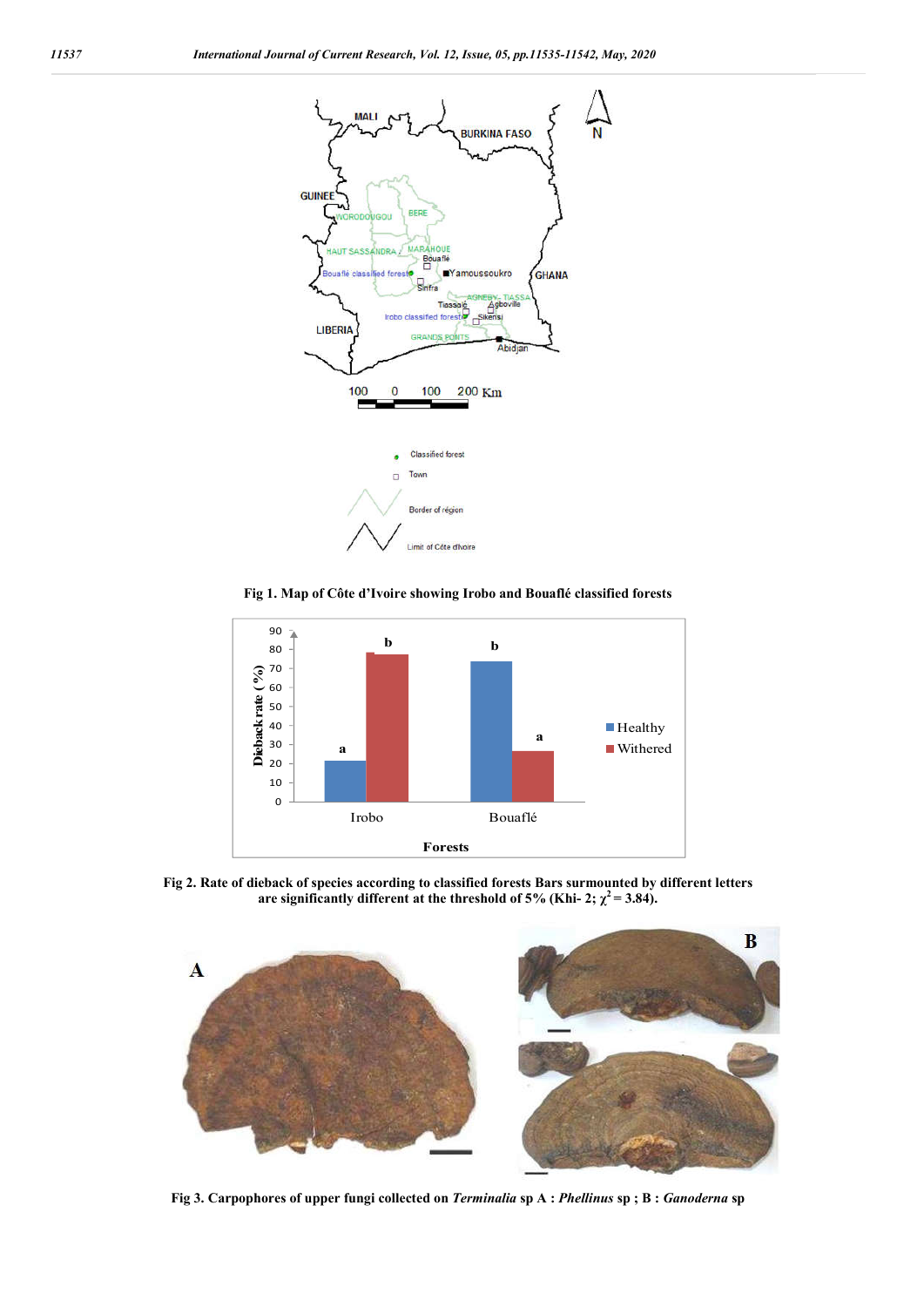Fig 1. Map of Côte d'Ivoire showing Irobo and Bouaflé classified forests

Fig 2. Rate of dieback of species according to classified forests Bars surmounted by different letters are significantly different at the threshold of 5% (Khi- 2; $\chi^2 = 3.84$).

Fig 3. Carpophores of upper fungi collected on *Terminalia* sp A : *Phellinus* sp ; B : *Ganoderna* sp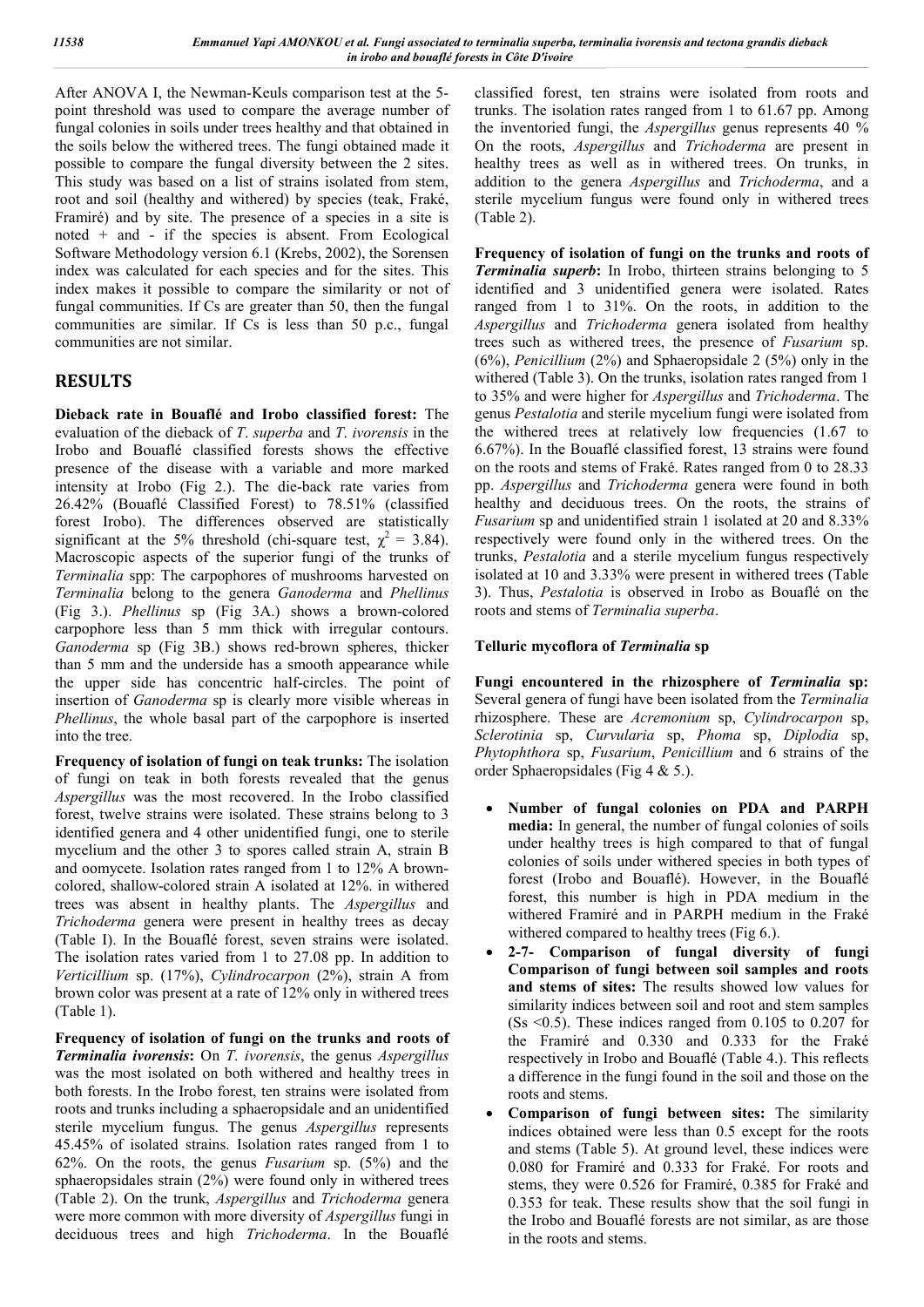After ANOVA I, the Newman-Keuls comparison test at the 5-point threshold was used to compare the average number of fungal colonies in soils under trees healthy and that obtained in the soils below the withered trees. The fungi obtained made it possible to compare the fungal diversity between the 2 sites. This study was based on a list of strains isolated from stem, root and soil (healthy and withered) by species (teak, Fraké, Framiré) and by site. The presence of a species in a site is noted + and - if the species is absent. From Ecological Software Methodology version 6.1 (Krebs, 2002), the Sorensen index was calculated for each species and for the sites. This index makes it possible to compare the similarity or not of fungal communities. If Cs are greater than 50, then the fungal communities are similar. If Cs is less than 50 p.c., fungal communities are not similar.

## RESULTS

**Dieback rate in Bouaflé and Irobo classified forest:** The evaluation of the dieback of *T. superba* and *T. ivorensis* in the Irobo and Bouaflé classified forests shows the effective presence of the disease with a variable and more marked intensity at Irobo (Fig 2.). The die-back rate varies from 26.42% (Bouaflé Classified Forest) to 78.51% (classified forest Irobo). The differences observed are statistically significant at the 5% threshold (chi-square test, $\chi^2$ = 3.84). Macroscopic aspects of the superior fungi of the trunks of *Terminalia* spp: The carpophores of mushrooms harvested on *Terminalia* belong to the genera *Ganoderma* and *Phellinus* (Fig 3.). *Phellinus* sp (Fig 3A.) shows a brown-colored carpophore less than 5 mm thick with irregular contours. *Ganoderma* sp (Fig 3B.) shows red-brown spheres, thicker than 5 mm and the underside has a smooth appearance while the upper side has concentric half-circles. The point of insertion of *Ganoderma* sp is clearly more visible whereas in *Phellinus*, the whole basal part of the carpophore is inserted into the tree.

**Frequency of isolation of fungi on teak trunks:** The isolation of fungi on teak in both forests revealed that the genus *Aspergillus* was the most recovered. In the Irobo classified forest, twelve strains were isolated. These strains belong to 3 identified genera and 4 other unidentified fungi, one to sterile mycelium and the other 3 to spores called strain A, strain B and oomycete. Isolation rates ranged from 1 to 12% A brown-colored, shallow-colored strain A isolated at 12%. in withered trees was absent in healthy plants. The *Aspergillus* and *Trichoderma* genera were present in healthy trees as decay (Table I). In the Bouaflé forest, seven strains were isolated. The isolation rates varied from 1 to 27.08 pp. In addition to *Verticillium* sp. (17%), *Cylindrocarpon* (2%), strain A from brown color was present at a rate of 12% only in withered trees (Table 1).

**Frequency of isolation of fungi on the trunks and roots of *Terminalia ivorensis*:** On *T. ivorensis*, the genus *Aspergillus* was the most isolated on both withered and healthy trees in both forests. In the Irobo forest, ten strains were isolated from roots and trunks including a sphaeropsidale and an unidentified sterile mycelium fungus. The genus *Aspergillus* represents 45.45% of isolated strains. Isolation rates ranged from 1 to 62%. On the roots, the genus *Fusarium* sp. (5%) and the sphaeropsidales strain (2%) were found only in withered trees (Table 2). On the trunk, *Aspergillus* and *Trichoderma* genera were more common with more diversity of *Aspergillus* fungi in deciduous trees and high *Trichoderma*. In the Bouaflé classified forest, ten strains were isolated from roots and trunks. The isolation rates ranged from 1 to 61.67 pp. Among the inventoried fungi, the *Aspergillus* genus represents 40 % On the roots, *Aspergillus* and *Trichoderma* are present in healthy trees as well as in withered trees. On trunks, in addition to the genera *Aspergillus* and *Trichoderma*, and a sterile mycelium fungus were found only in withered trees (Table 2).

**Frequency of isolation of fungi on the trunks and roots of *Terminalia superb*:** In Irobo, thirteen strains belonging to 5 identified and 3 unidentified genera were isolated. Rates ranged from 1 to 31%. On the roots, in addition to the *Aspergillus* and *Trichoderma* genera isolated from healthy trees such as withered trees, the presence of *Fusarium* sp. (6%), *Penicillium* (2%) and Sphaeropsidale 2 (5%) only in the withered (Table 3). On the trunks, isolation rates ranged from 1 to 35% and were higher for *Aspergillus* and *Trichoderma*. The genus *Pestalotia* and sterile mycelium fungi were isolated from the withered trees at relatively low frequencies (1.67 to 6.67%). In the Bouaflé classified forest, 13 strains were found on the roots and stems of Fraké. Rates ranged from 0 to 28.33 pp. *Aspergillus* and *Trichoderma* genera were found in both healthy and deciduous trees. On the roots, the strains of *Fusarium* sp and unidentified strain 1 isolated at 20 and 8.33% respectively were found only in the withered trees. On the trunks, *Pestalotia* and a sterile mycelium fungus respectively isolated at 10 and 3.33% were present in withered trees (Table 3). Thus, *Pestalotia* is observed in Irobo as Bouaflé on the roots and stems of *Terminalia superba*.

**Telluric mycoflora of *Terminalia* sp**

**Fungi encountered in the rhizosphere of *Terminalia* sp:** Several genera of fungi have been isolated from the *Terminalia* rhizosphere. These are *Acremonium* sp, *Cylindrocarpon* sp, *Sclerotinia* sp, *Curvularia* sp, *Phoma* sp, *Diplodia* sp, *Phytophthora* sp, *Fusarium*, *Penicillium* and 6 strains of the order Sphaeropsidales (Fig 4 & 5.).

- **Number of fungal colonies on PDA and PARPH media:** In general, the number of fungal colonies of soils under healthy trees is high compared to that of fungal colonies of soils under withered species in both types of forest (Irobo and Bouaflé). However, in the Bouaflé forest, this number is high in PDA medium in the withered Framiré and in PARPH medium in the Fraké withered compared to healthy trees (Fig 6.).
- **2-7- Comparison of fungal diversity of fungi Comparison of fungi between soil samples and roots and stems of sites:** The results showed low values for similarity indices between soil and root and stem samples (Ss <0.5). These indices ranged from 0.105 to 0.207 for the Framiré and 0.330 and 0.333 for the Fraké respectively in Irobo and Bouaflé (Table 4.). This reflects a difference in the fungi found in the soil and those on the roots and stems.
- **Comparison of fungi between sites:** The similarity indices obtained were less than 0.5 except for the roots and stems (Table 5). At ground level, these indices were 0.080 for Framiré and 0.333 for Fraké. For roots and stems, they were 0.526 for Framiré, 0.385 for Fraké and 0.353 for teak. These results show that the soil fungi in the Irobo and Bouaflé forests are not similar, as are those in the roots and stems.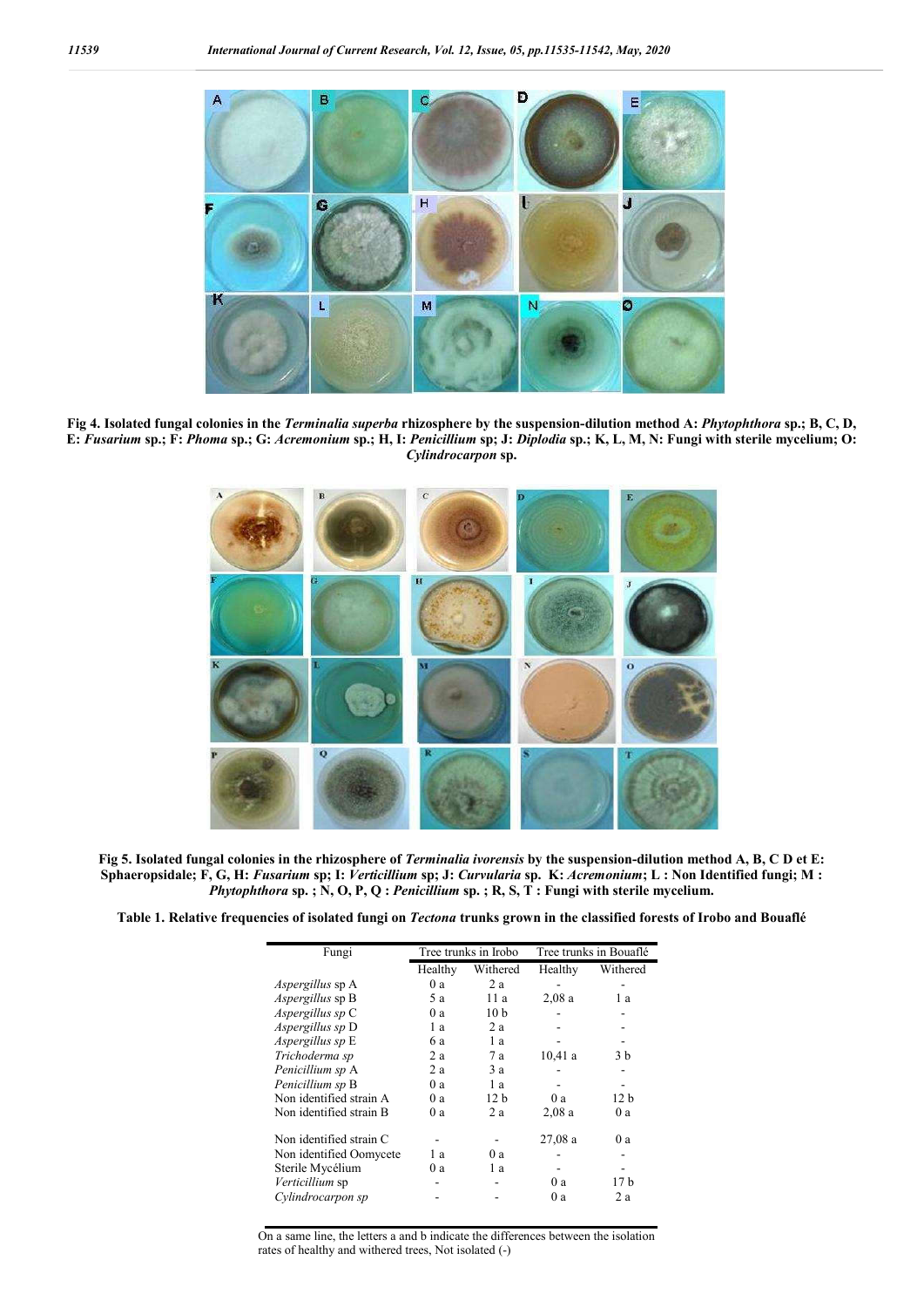**Fig 4. Isolated fungal colonies in the *Terminalia superba* rhizosphere by the suspension-dilution method A: *Phytophthora* sp.; B, C, D, E: *Fusarium* sp.; F: *Phoma* sp.; G: *Acremonium* sp.; H, I: *Penicillium* sp; J: *Diplodia* sp.; K, L, M, N: Fungi with sterile mycelium; O: *Cylindrocarpon* sp.**

**Fig 5. Isolated fungal colonies in the rhizosphere of *Terminalia ivorensis* by the suspension-dilution method A, B, C D et E: Sphaeropsidale; F, G, H: *Fusarium* sp; I: *Verticillium* sp; J: *Curvularia* sp. K: *Acremonium*; L : Non Identified fungi; M : *Phytophthora* sp. ; N, O, P, Q : *Penicillium* sp. ; R, S, T : Fungi with sterile mycelium.**

**Table 1. Relative frequencies of isolated fungi on *Tectona* trunks grown in the classified forests of Irobo and Bouaflé**

| Fungi | Tree trunks in Irobo | | Tree trunks in Bouaflé | |
|---|---|---|---|---|
| | Healthy | Withered | Healthy | Withered |
| *Aspergillus* sp A | 0 a | 2 a | - | - |
| *Aspergillus* sp B | 5 a | 11 a | 2,08 a | 1 a |
| *Aspergillus sp* C | 0 a | 10 b | - | - |
| *Aspergillus sp* D | 1 a | 2 a | - | - |
| *Aspergillus sp* E | 6 a | 1 a | - | - |
| *Trichoderma sp* | 2 a | 7 a | 10,41 a | 3 b |
| *Penicillium sp* A | 2 a | 3 a | - | - |
| *Penicillium sp* B | 0 a | 1 a | - | - |
| Non identified strain A | 0 a | 12 b | 0 a | 12 b |
| Non identified strain B | 0 a | 2 a | 2,08 a | 0 a |
| Non identified strain C | - | - | 27,08 a | 0 a |
| Non identified Oomycete | 1 a | 0 a | - | - |
| Sterile Mycélium | 0 a | 1 a | - | - |
| *Verticillium* sp | - | - | 0 a | 17 b |
| *Cylindrocarpon sp* | - | - | 0 a | 2 a |

On a same line, the letters a and b indicate the differences between the isolation rates of healthy and withered trees, Not isolated (-)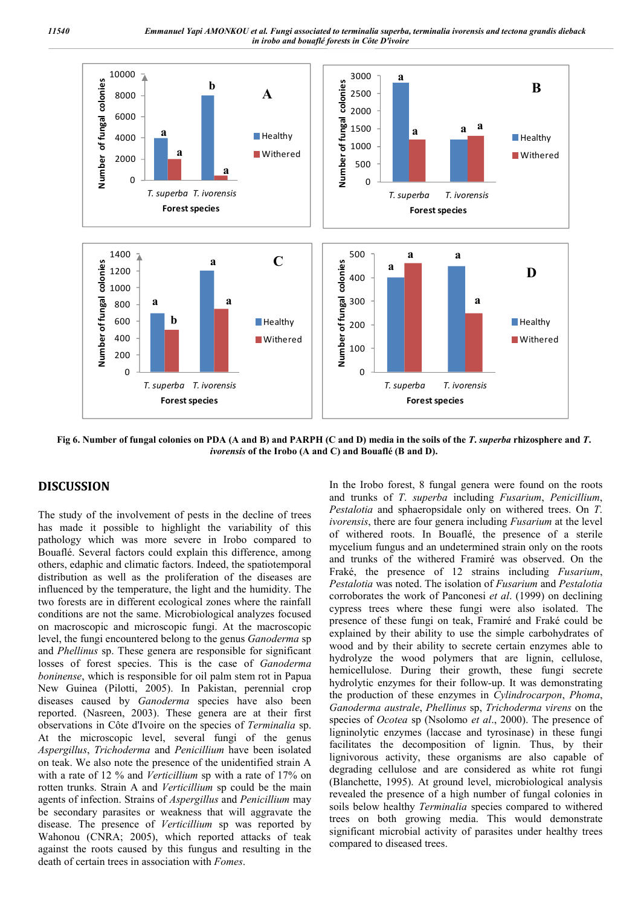**Fig 6. Number of fungal colonies on PDA (A and B) and PARPH (C and D) media in the soils of the *T. superba* rhizosphere and *T. ivorensis* of the Irobo (A and C) and Bouaflé (B and D).**

## DISCUSSION

The study of the involvement of pests in the decline of trees has made it possible to highlight the variability of this pathology which was more severe in Irobo compared to Bouaflé. Several factors could explain this difference, among others, edaphic and climatic factors. Indeed, the spatiotemporal distribution as well as the proliferation of the diseases are influenced by the temperature, the light and the humidity. The two forests are in different ecological zones where the rainfall conditions are not the same. Microbiological analyzes focused on macroscopic and microscopic fungi. At the macroscopic level, the fungi encountered belong to the genus *Ganoderma* sp and *Phellinus* sp. These genera are responsible for significant losses of forest species. This is the case of *Ganoderma boninense*, which is responsible for oil palm stem rot in Papua New Guinea (Pilotti, 2005). In Pakistan, perennial crop diseases caused by *Ganoderma* species have also been reported. (Nasreen, 2003). These genera are at their first observations in Côte d'Ivoire on the species of *Terminalia* sp. At the microscopic level, several fungi of the genus *Aspergillus*, *Trichoderma* and *Penicillium* have been isolated on teak. We also note the presence of the unidentified strain A with a rate of 12 % and *Verticillium* sp with a rate of 17% on rotten trunks. Strain A and *Verticillium* sp could be the main agents of infection. Strains of *Aspergillus* and *Penicillium* may be secondary parasites or weakness that will aggravate the disease. The presence of *Verticillium* sp was reported by Wahonou (CNRA; 2005), which reported attacks of teak against the roots caused by this fungus and resulting in the death of certain trees in association with *Fomes*.

In the Irobo forest, 8 fungal genera were found on the roots and trunks of *T. superba* including *Fusarium*, *Penicillium*, *Pestalotia* and sphaeropsidale only on withered trees. On *T. ivorensis*, there are four genera including *Fusarium* at the level of withered roots. In Bouaflé, the presence of a sterile mycelium fungus and an undetermined strain only on the roots and trunks of the withered Framiré was observed. On the Fraké, the presence of 12 strains including *Fusarium*, *Pestalotia* was noted. The isolation of *Fusarium* and *Pestalotia* corroborates the work of Panconesi *et al*. (1999) on declining cypress trees where these fungi were also isolated. The presence of these fungi on teak, Framiré and Fraké could be explained by their ability to use the simple carbohydrates of wood and by their ability to secrete certain enzymes able to hydrolyze the wood polymers that are lignin, cellulose, hemicellulose. During their growth, these fungi secrete hydrolytic enzymes for their follow-up. It was demonstrating the production of these enzymes in *Cylindrocarpon*, *Phoma*, *Ganoderma australe*, *Phellinus* sp, *Trichoderma virens* on the species of *Ocotea* sp (Nsolomo *et al*., 2000). The presence of ligninolytic enzymes (laccase and tyrosinase) in these fungi facilitates the decomposition of lignin. Thus, by their lignivorous activity, these organisms are also capable of degrading cellulose and are considered as white rot fungi (Blanchette, 1995). At ground level, microbiological analysis revealed the presence of a high number of fungal colonies in soils below healthy *Terminalia* species compared to withered trees on both growing media. This would demonstrate significant microbial activity of parasites under healthy trees compared to diseased trees.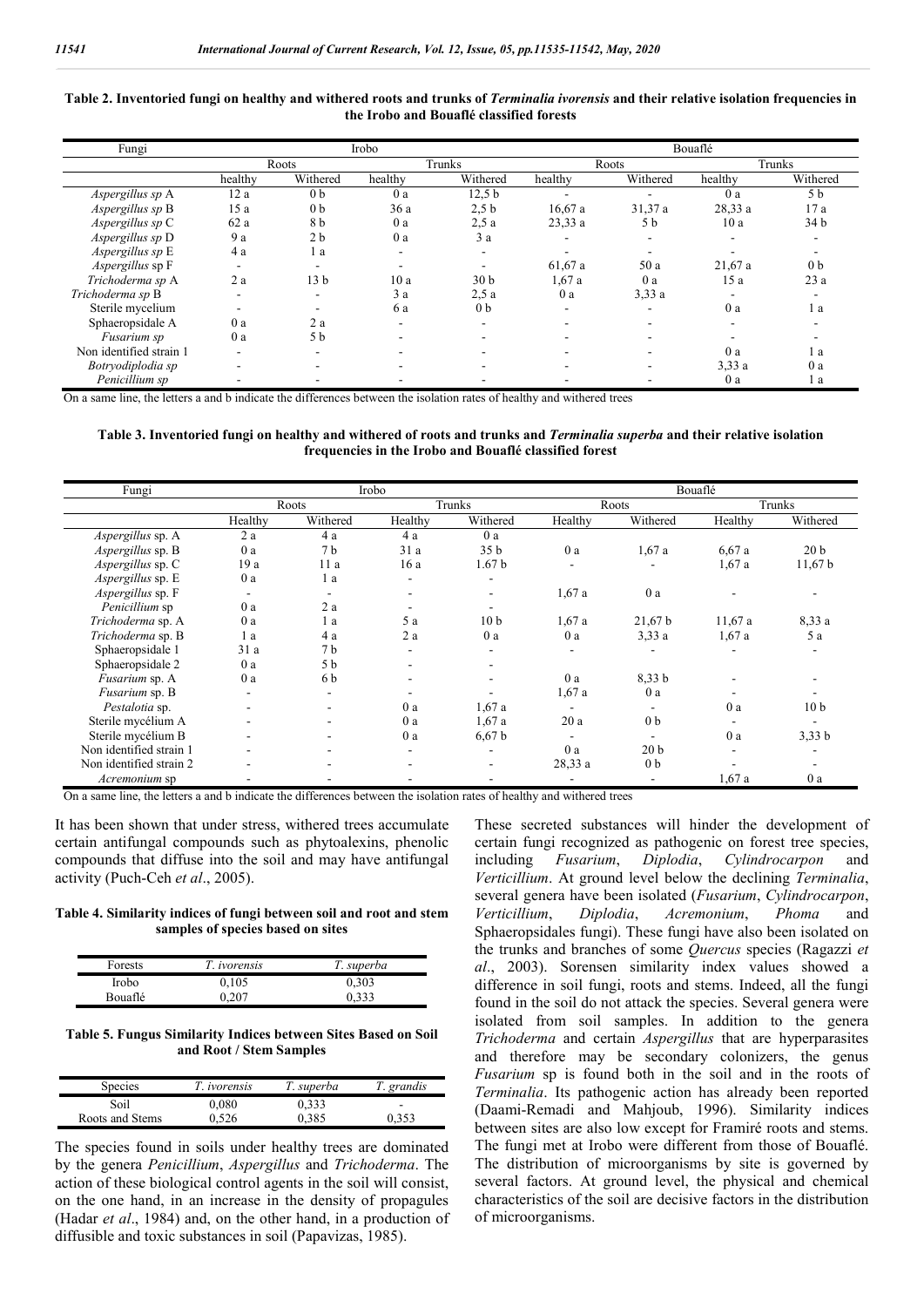**Table 2. Inventoried fungi on healthy and withered roots and trunks of *Terminalia ivorensis* and their relative isolation frequencies in the Irobo and Bouaflé classified forests**

| Fungi | Irobo | | | | Bouaflé | | | |
|---|---|---|---|---|---|---|---|---|
| | Roots | | Trunks | | Roots | | Trunks | |
| | healthy | Withered | healthy | Withered | healthy | Withered | healthy | Withered |
| *Aspergillus sp* A | 12 a | 0 b | 0 a | 12,5 b | - | - | 0 a | 5 b |
| *Aspergillus sp* B | 15 a | 0 b | 36 a | 2,5 b | 16,67 a | 31,37 a | 28,33 a | 17 a |
| *Aspergillus sp* C | 62 a | 8 b | 0 a | 2,5 a | 23,33 a | 5 b | 10 a | 34 b |
| *Aspergillus sp* D | 9 a | 2 b | 0 a | 3 a | - | - | - | - |
| *Aspergillus sp* E | 4 a | 1 a | - | - | - | - | - | - |
| *Aspergillus* sp F | - | - | - | - | 61,67 a | 50 a | 21,67 a | 0 b |
| *Trichoderma sp* A | 2 a | 13 b | 10 a | 30 b | 1,67 a | 0 a | 15 a | 23 a |
| *Trichoderma sp* B | - | - | 3 a | 2,5 a | 0 a | 3,33 a | - | - |
| Sterile mycelium | - | - | 6 a | 0 b | - | - | 0 a | 1 a |
| Sphaeropsidale A | 0 a | 2 a | - | - | - | - | - | - |
| *Fusarium sp* | 0 a | 5 b | - | - | - | - | - | - |
| Non identified strain 1 | - | - | - | - | - | - | 0 a | 1 a |
| *Botryodiplodia sp* | - | - | - | - | - | - | 3,33 a | 0 a |
| *Penicillium sp* | - | - | - | - | - | - | 0 a | 1 a |

On a same line, the letters a and b indicate the differences between the isolation rates of healthy and withered trees

**Table 3. Inventoried fungi on healthy and withered of roots and trunks and *Terminalia superba* and their relative isolation frequencies in the Irobo and Bouaflé classified forest**

| Fungi | Irobo | | | | Bouaflé | | | |
|---|---|---|---|---|---|---|---|---|
| | Roots | | Trunks | | Roots | | Trunks | |
| | Healthy | Withered | Healthy | Withered | Healthy | Withered | Healthy | Withered |
| *Aspergillus* sp. A | 2 a | 4 a | 4 a | 0 a | | | | |
| *Aspergillus* sp. B | 0 a | 7 b | 31 a | 35 b | 0 a | 1,67 a | 6,67 a | 20 b |
| *Aspergillus* sp. C | 19 a | 11 a | 16 a | 1.67 b | - | - | 1,67 a | 11,67 b |
| *Aspergillus* sp. E | 0 a | 1 a | - | - | | | | |
| *Aspergillus* sp. F | - | - | - | - | 1,67 a | 0 a | - | - |
| *Penicillium* sp | 0 a | 2 a | - | - | | | | |
| *Trichoderma* sp. A | 0 a | 1 a | 5 a | 10 b | 1,67 a | 21,67 b | 11,67 a | 8,33 a |
| *Trichoderma* sp. B | 1 a | 4 a | 2 a | 0 a | 0 a | 3,33 a | 1,67 a | 5 a |
| Sphaeropsidale 1 | 31 a | 7 b | - | - | - | - | - | - |
| Sphaeropsidale 2 | 0 a | 5 b | - | - | | | | |
| *Fusarium* sp. A | 0 a | 6 b | - | - | 0 a | 8,33 b | - | - |
| *Fusarium* sp. B | - | - | - | - | 1,67 a | 0 a | - | - |
| *Pestalotia* sp. | - | - | 0 a | 1,67 a | - | - | 0 a | 10 b |
| Sterile mycélium A | - | - | 0 a | 1,67 a | 20 a | 0 b | - | - |
| Sterile mycélium B | - | - | 0 a | 6,67 b | - | - | 0 a | 3,33 b |
| Non identified strain 1 | - | - | - | - | 0 a | 20 b | - | - |
| Non identified strain 2 | - | - | - | - | 28,33 a | 0 b | - | - |
| *Acremonium* sp | - | - | - | - | - | - | 1,67 a | 0 a |

On a same line, the letters a and b indicate the differences between the isolation rates of healthy and withered trees

It has been shown that under stress, withered trees accumulate certain antifungal compounds such as phytoalexins, phenolic compounds that diffuse into the soil and may have antifungal activity (Puch-Ceh *et al*., 2005).

**Table 4. Similarity indices of fungi between soil and root and stem samples of species based on sites**

| Forests | *T. ivorensis* | *T. superba* |
|---|---|---|
| Irobo | 0,105 | 0,303 |
| Bouaflé | 0,207 | 0,333 |

**Table 5. Fungus Similarity Indices between Sites Based on Soil and Root / Stem Samples**

| Species | *T. ivorensis* | *T. superba* | *T. grandis* |
|---|---|---|---|
| Soil | 0,080 | 0,333 | - |
| Roots and Stems | 0,526 | 0,385 | 0,353 |

The species found in soils under healthy trees are dominated by the genera *Penicillium*, *Aspergillus* and *Trichoderma*. The action of these biological control agents in the soil will consist, on the one hand, in an increase in the density of propagules (Hadar *et al*., 1984) and, on the other hand, in a production of diffusible and toxic substances in soil (Papavizas, 1985).

These secreted substances will hinder the development of certain fungi recognized as pathogenic on forest tree species, including *Fusarium*, *Diplodia*, *Cylindrocarpon* and *Verticillium*. At ground level below the declining *Terminalia*, several genera have been isolated (*Fusarium*, *Cylindrocarpon*, *Verticillium*, *Diplodia*, *Acremonium*, *Phoma* and Sphaeropsidales fungi). These fungi have also been isolated on the trunks and branches of some *Quercus* species (Ragazzi *et al*., 2003). Sorensen similarity index values showed a difference in soil fungi, roots and stems. Indeed, all the fungi found in the soil do not attack the species. Several genera were isolated from soil samples. In addition to the genera *Trichoderma* and certain *Aspergillus* that are hyperparasites and therefore may be secondary colonizers, the genus *Fusarium* sp is found both in the soil and in the roots of *Terminalia*. Its pathogenic action has already been reported (Daami-Remadi and Mahjoub, 1996). Similarity indices between sites are also low except for Framiré roots and stems. The fungi met at Irobo were different from those of Bouaflé. The distribution of microorganisms by site is governed by several factors. At ground level, the physical and chemical characteristics of the soil are decisive factors in the distribution of microorganisms.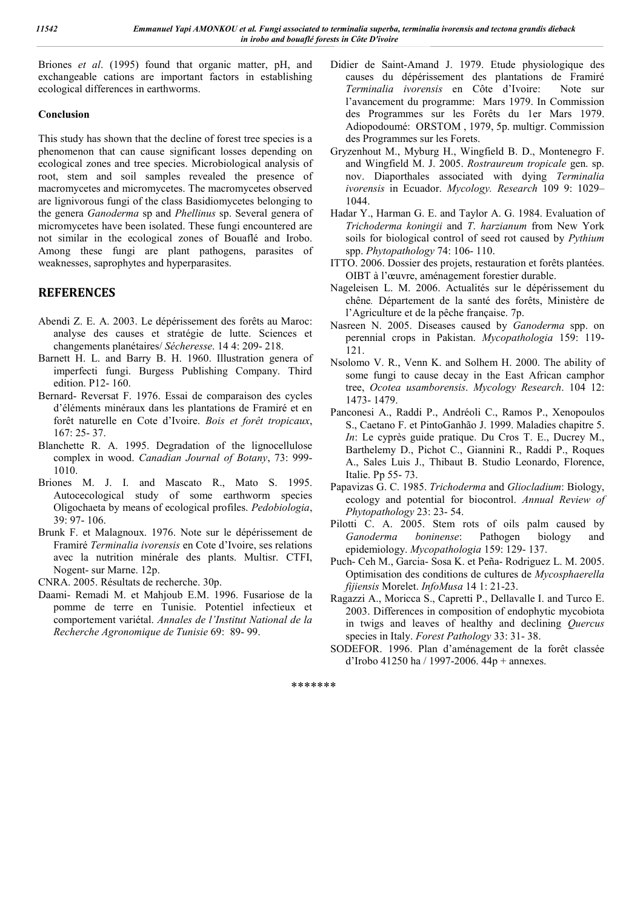Briones *et al*. (1995) found that organic matter, pH, and exchangeable cations are important factors in establishing ecological differences in earthworms.

### Conclusion

This study has shown that the decline of forest tree species is a phenomenon that can cause significant losses depending on ecological zones and tree species. Microbiological analysis of root, stem and soil samples revealed the presence of macromycetes and micromycetes. The macromycetes observed are lignivorous fungi of the class Basidiomycetes belonging to the genera *Ganoderma* sp and *Phellinus* sp. Several genera of micromycetes have been isolated. These fungi encountered are not similar in the ecological zones of Bouaflé and Irobo. Among these fungi are plant pathogens, parasites of weaknesses, saprophytes and hyperparasites.

## REFERENCES

- Abendi Z. E. A. 2003. Le dépérissement des forêts au Maroc: analyse des causes et stratégie de lutte. Sciences et changements planétaires/ *Sécheresse*. 14 4: 209- 218.
- Barnett H. L. and Barry B. H. 1960. Illustration genera of imperfecti fungi. Burgess Publishing Company. Third edition. P12- 160.
- Bernard- Reversat F. 1976. Essai de comparaison des cycles d'éléments minéraux dans les plantations de Framiré et en forêt naturelle en Cote d'Ivoire. *Bois et forêt tropicaux*, 167: 25- 37.
- Blanchette R. A. 1995. Degradation of the lignocellulose complex in wood. *Canadian Journal of Botany*, 73: 999- 1010.
- Briones M. J. I. and Mascato R., Mato S. 1995. Autocecological study of some earthworm species Oligochaeta by means of ecological profiles. *Pedobiologia*, 39: 97- 106.
- Brunk F. et Malagnoux. 1976. Note sur le dépérissement de Framiré *Terminalia ivorensis* en Cote d'Ivoire, ses relations avec la nutrition minérale des plants. Multisr. CTFI, Nogent- sur Marne. 12p.
- CNRA. 2005. Résultats de recherche. 30p.
- Daami- Remadi M. et Mahjoub E.M. 1996. Fusariose de la pomme de terre en Tunisie. Potentiel infectieux et comportement variétal. *Annales de l'Institut National de la Recherche Agronomique de Tunisie* 69: 89- 99.
- Didier de Saint-Amand J. 1979. Etude physiologique des causes du dépérissement des plantations de Framiré *Terminalia ivorensis* en Côte d'Ivoire: Note sur l'avancement du programme: Mars 1979. In Commission des Programmes sur les Forêts du 1er Mars 1979. Adiopodoumé: ORSTOM , 1979, 5p. multigr. Commission des Programmes sur les Forets.
- Gryzenhout M., Myburg H., Wingfield B. D., Montenegro F. and Wingfield M. J. 2005. *Rostraureum tropicale* gen. sp. nov. Diaporthales associated with dying *Terminalia ivorensis* in Ecuador. *Mycology. Research* 109 9: 1029– 1044.
- Hadar Y., Harman G. E. and Taylor A. G. 1984. Evaluation of *Trichoderma koningii* and *T. harzianum* from New York soils for biological control of seed rot caused by *Pythium* spp. *Phytopathology* 74: 106- 110.
- ITTO. 2006. Dossier des projets, restauration et forêts plantées. OIBT à l'œuvre, aménagement forestier durable.
- Nageleisen L. M. 2006. Actualités sur le dépérissement du chêne. Département de la santé des forêts, Ministère de l'Agriculture et de la pêche française. 7p.
- Nasreen N. 2005. Diseases caused by *Ganoderma* spp. on perennial crops in Pakistan. *Mycopathologia* 159: 119- 121.
- Nsolomo V. R., Venn K. and Solhem H. 2000. The ability of some fungi to cause decay in the East African camphor tree, *Ocotea usamborensis*. *Mycology Research*. 104 12: 1473- 1479.
- Panconesi A., Raddi P., Andréoli C., Ramos P., Xenopoulos S., Caetano F. et PintoGanhão J. 1999. Maladies chapitre 5. *In*: Le cyprès guide pratique. Du Cros T. E., Ducrey M., Barthelemy D., Pichot C., Giannini R., Raddi P., Roques A., Sales Luis J., Thibaut B. Studio Leonardo, Florence, Italie. Pp 55- 73.
- Papavizas G. C. 1985. *Trichoderma* and *Gliocladium*: Biology, ecology and potential for biocontrol. *Annual Review of Phytopathology* 23: 23- 54.
- Pilotti C. A. 2005. Stem rots of oils palm caused by *Ganoderma boninense*: Pathogen biology and epidemiology. *Mycopathologia* 159: 129- 137.
- Puch- Ceh M., Garcia- Sosa K. et Peña- Rodriguez L. M. 2005. Optimisation des conditions de cultures de *Mycosphaerella fijiensis* Morelet. *InfoMusa* 14 1: 21-23.
- Ragazzi A., Moricca S., Capretti P., Dellavalle I. and Turco E. 2003. Differences in composition of endophytic mycobiota in twigs and leaves of healthy and declining *Quercus* species in Italy. *Forest Pathology* 33: 31- 38.
- SODEFOR. 1996. Plan d'aménagement de la forêt classée d'Irobo 41250 ha / 1997-2006. 44p + annexes.

*******